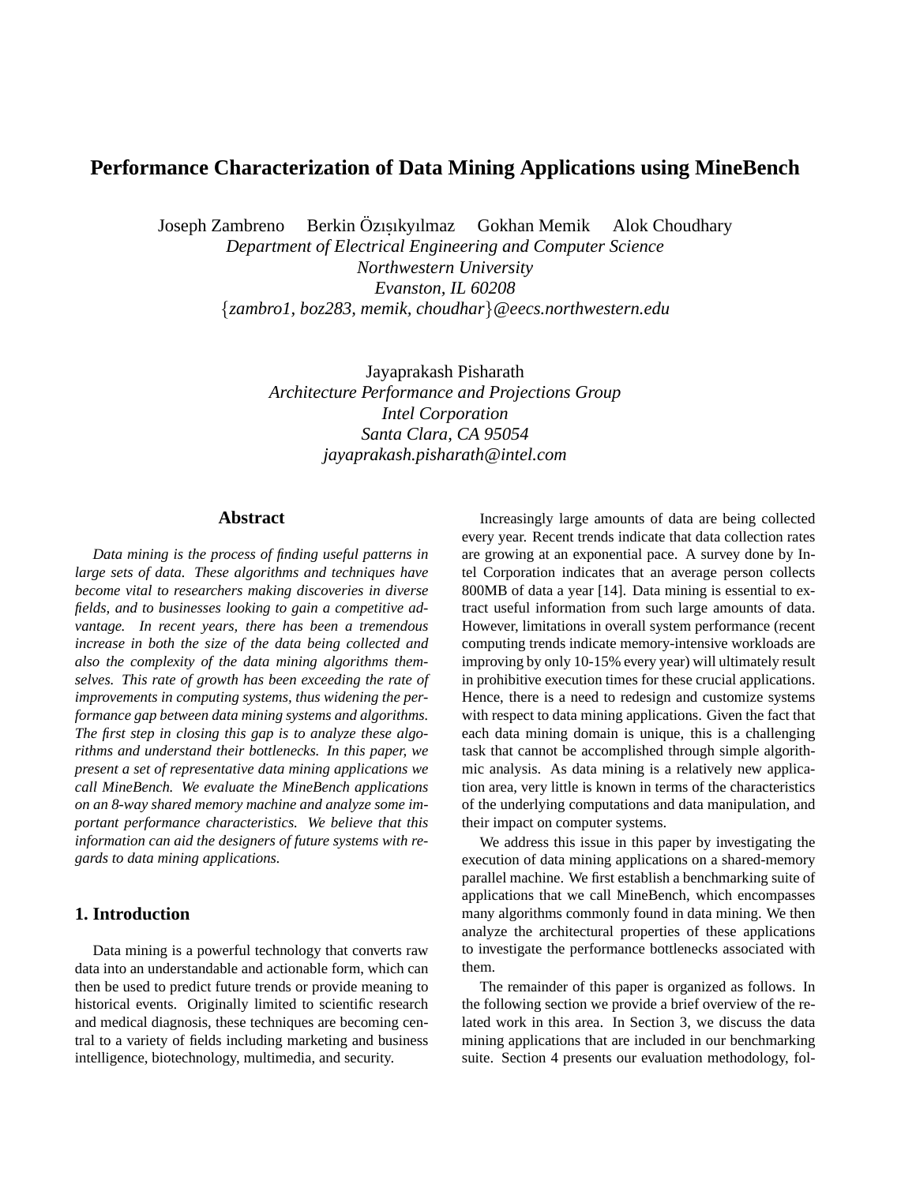# Performance Characterization of Data Mining Applications using MineBench

Joseph Zambreno Berkin Özışıkyılmaz Gokhan Memik Alok Choudhary
*Department of Electrical Engineering and Computer Science*
*Northwestern University*
*Evanston, IL 60208*
{*zambro1, boz283, memik, choudhar*}*@eecs.northwestern.edu*

Jayaprakash Pisharath
*Architecture Performance and Projections Group*
*Intel Corporation*
*Santa Clara, CA 95054*
*jayaprakash.pisharath@intel.com*

## Abstract

*Data mining is the process of finding useful patterns in large sets of data. These algorithms and techniques have become vital to researchers making discoveries in diverse fields, and to businesses looking to gain a competitive advantage. In recent years, there has been a tremendous increase in both the size of the data being collected and also the complexity of the data mining algorithms themselves. This rate of growth has been exceeding the rate of improvements in computing systems, thus widening the performance gap between data mining systems and algorithms. The first step in closing this gap is to analyze these algorithms and understand their bottlenecks. In this paper, we present a set of representative data mining applications we call MineBench. We evaluate the MineBench applications on an 8-way shared memory machine and analyze some important performance characteristics. We believe that this information can aid the designers of future systems with regards to data mining applications.*

## 1. Introduction

Data mining is a powerful technology that converts raw data into an understandable and actionable form, which can then be used to predict future trends or provide meaning to historical events. Originally limited to scientific research and medical diagnosis, these techniques are becoming central to a variety of fields including marketing and business intelligence, biotechnology, multimedia, and security.

Increasingly large amounts of data are being collected every year. Recent trends indicate that data collection rates are growing at an exponential pace. A survey done by Intel Corporation indicates that an average person collects 800MB of data a year [14]. Data mining is essential to extract useful information from such large amounts of data. However, limitations in overall system performance (recent computing trends indicate memory-intensive workloads are improving by only 10-15% every year) will ultimately result in prohibitive execution times for these crucial applications. Hence, there is a need to redesign and customize systems with respect to data mining applications. Given the fact that each data mining domain is unique, this is a challenging task that cannot be accomplished through simple algorithmic analysis. As data mining is a relatively new application area, very little is known in terms of the characteristics of the underlying computations and data manipulation, and their impact on computer systems.

We address this issue in this paper by investigating the execution of data mining applications on a shared-memory parallel machine. We first establish a benchmarking suite of applications that we call MineBench, which encompasses many algorithms commonly found in data mining. We then analyze the architectural properties of these applications to investigate the performance bottlenecks associated with them.

The remainder of this paper is organized as follows. In the following section we provide a brief overview of the related work in this area. In Section 3, we discuss the data mining applications that are included in our benchmarking suite. Section 4 presents our evaluation methodology, fol-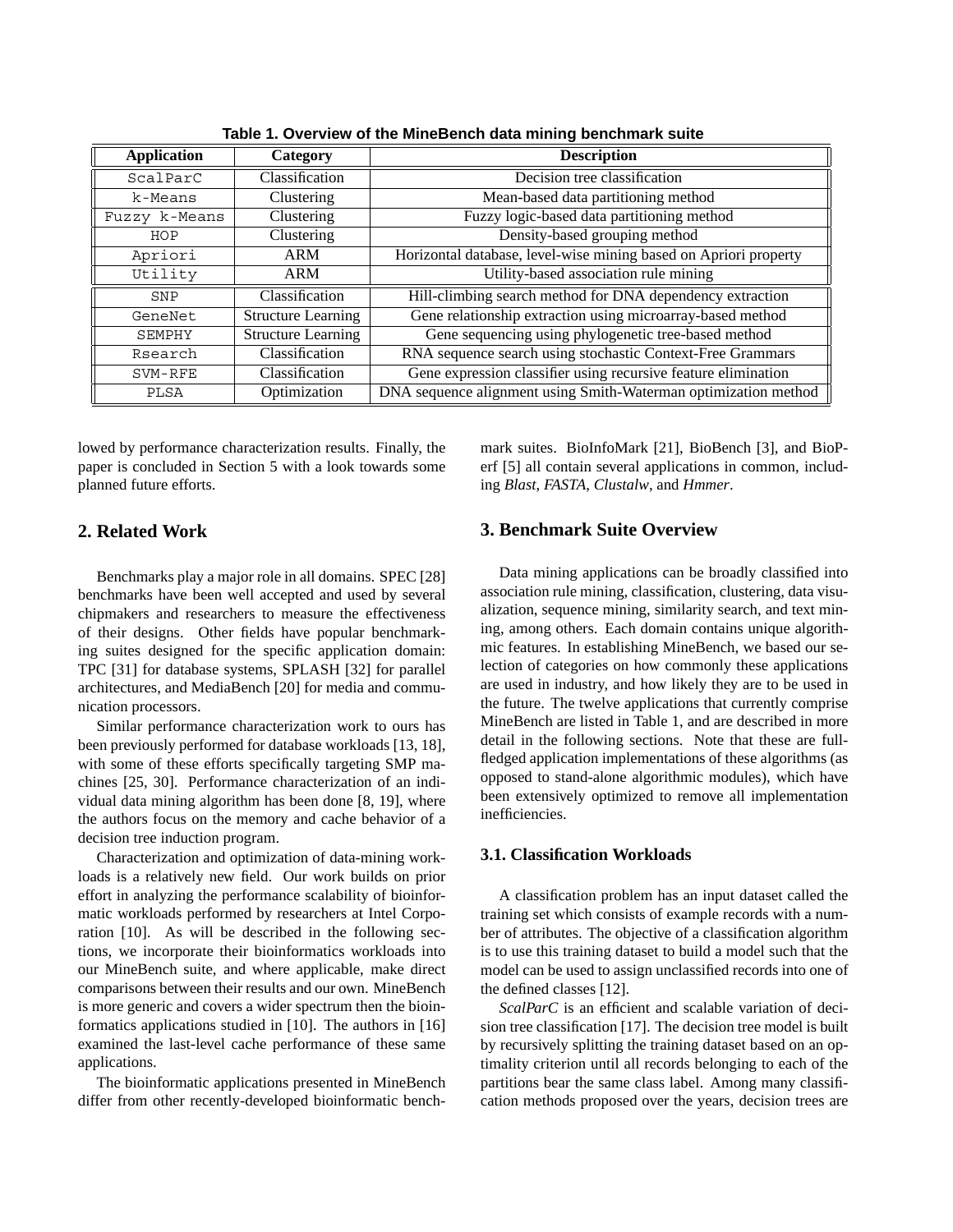Table 1. Overview of the MineBench data mining benchmark suite

| Application | Category | Description |
|---|---|---|
| ScalParC | Classification | Decision tree classification |
| k-Means | Clustering | Mean-based data partitioning method |
| Fuzzy k-Means | Clustering | Fuzzy logic-based data partitioning method |
| HOP | Clustering | Density-based grouping method |
| Apriori | ARM | Horizontal database, level-wise mining based on Apriori property |
| Utility | ARM | Utility-based association rule mining |
| SNP | Classification | Hill-climbing search method for DNA dependency extraction |
| GeneNet | Structure Learning | Gene relationship extraction using microarray-based method |
| SEMPHY | Structure Learning | Gene sequencing using phylogenetic tree-based method |
| Rsearch | Classification | RNA sequence search using stochastic Context-Free Grammars |
| SVM-RFE | Classification | Gene expression classifier using recursive feature elimination |
| PLSA | Optimization | DNA sequence alignment using Smith-Waterman optimization method |

lowed by performance characterization results. Finally, the paper is concluded in Section 5 with a look towards some planned future efforts.

## 2. Related Work

Benchmarks play a major role in all domains. SPEC [28] benchmarks have been well accepted and used by several chipmakers and researchers to measure the effectiveness of their designs. Other fields have popular benchmarking suites designed for the specific application domain: TPC [31] for database systems, SPLASH [32] for parallel architectures, and MediaBench [20] for media and communication processors.

Similar performance characterization work to ours has been previously performed for database workloads [13, 18], with some of these efforts specifically targeting SMP machines [25, 30]. Performance characterization of an individual data mining algorithm has been done [8, 19], where the authors focus on the memory and cache behavior of a decision tree induction program.

Characterization and optimization of data-mining workloads is a relatively new field. Our work builds on prior effort in analyzing the performance scalability of bioinformatic workloads performed by researchers at Intel Corporation [10]. As will be described in the following sections, we incorporate their bioinformatics workloads into our MineBench suite, and where applicable, make direct comparisons between their results and our own. MineBench is more generic and covers a wider spectrum then the bioinformatics applications studied in [10]. The authors in [16] examined the last-level cache performance of these same applications.

The bioinformatic applications presented in MineBench differ from other recently-developed bioinformatic benchmark suites. BioInfoMark [21], BioBench [3], and BioPerf [5] all contain several applications in common, including *Blast*, *FASTA*, *Clustalw*, and *Hmmer*.

## 3. Benchmark Suite Overview

Data mining applications can be broadly classified into association rule mining, classification, clustering, data visualization, sequence mining, similarity search, and text mining, among others. Each domain contains unique algorithmic features. In establishing MineBench, we based our selection of categories on how commonly these applications are used in industry, and how likely they are to be used in the future. The twelve applications that currently comprise MineBench are listed in Table 1, and are described in more detail in the following sections. Note that these are full-fledged application implementations of these algorithms (as opposed to stand-alone algorithmic modules), which have been extensively optimized to remove all implementation inefficiencies.

### 3.1. Classification Workloads

A classification problem has an input dataset called the training set which consists of example records with a number of attributes. The objective of a classification algorithm is to use this training dataset to build a model such that the model can be used to assign unclassified records into one of the defined classes [12].

*ScalParC* is an efficient and scalable variation of decision tree classification [17]. The decision tree model is built by recursively splitting the training dataset based on an optimality criterion until all records belonging to each of the partitions bear the same class label. Among many classification methods proposed over the years, decision trees are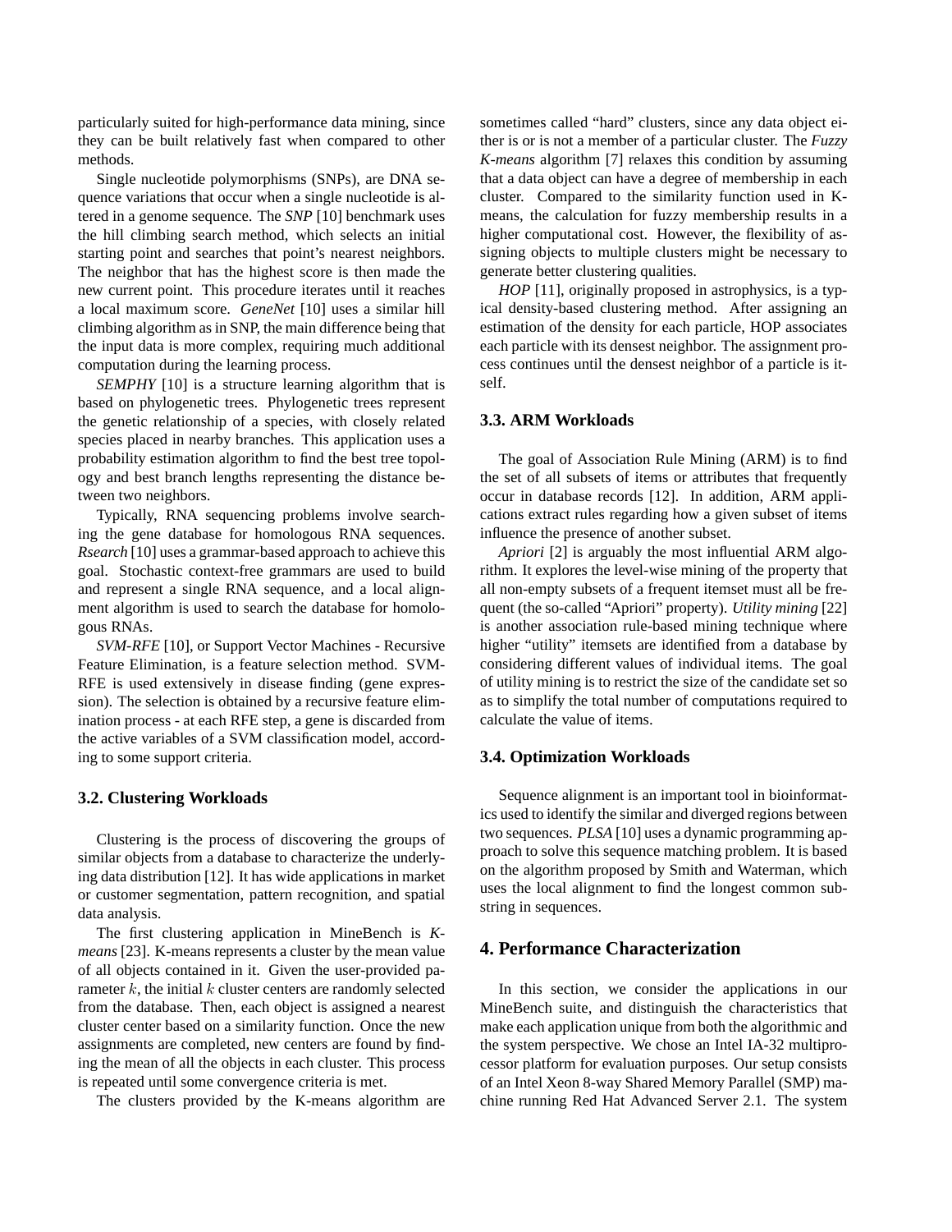particularly suited for high-performance data mining, since they can be built relatively fast when compared to other methods.

Single nucleotide polymorphisms (SNPs), are DNA sequence variations that occur when a single nucleotide is altered in a genome sequence. The *SNP* [10] benchmark uses the hill climbing search method, which selects an initial starting point and searches that point's nearest neighbors. The neighbor that has the highest score is then made the new current point. This procedure iterates until it reaches a local maximum score. *GeneNet* [10] uses a similar hill climbing algorithm as in SNP, the main difference being that the input data is more complex, requiring much additional computation during the learning process.

*SEMPHY* [10] is a structure learning algorithm that is based on phylogenetic trees. Phylogenetic trees represent the genetic relationship of a species, with closely related species placed in nearby branches. This application uses a probability estimation algorithm to find the best tree topology and best branch lengths representing the distance between two neighbors.

Typically, RNA sequencing problems involve searching the gene database for homologous RNA sequences. *Rsearch* [10] uses a grammar-based approach to achieve this goal. Stochastic context-free grammars are used to build and represent a single RNA sequence, and a local alignment algorithm is used to search the database for homologous RNAs.

*SVM-RFE* [10], or Support Vector Machines - Recursive Feature Elimination, is a feature selection method. SVM-RFE is used extensively in disease finding (gene expression). The selection is obtained by a recursive feature elimination process - at each RFE step, a gene is discarded from the active variables of a SVM classification model, according to some support criteria.

### 3.2. Clustering Workloads

Clustering is the process of discovering the groups of similar objects from a database to characterize the underlying data distribution [12]. It has wide applications in market or customer segmentation, pattern recognition, and spatial data analysis.

The first clustering application in MineBench is *K-means* [23]. K-means represents a cluster by the mean value of all objects contained in it. Given the user-provided parameter $k$, the initial $k$ cluster centers are randomly selected from the database. Then, each object is assigned a nearest cluster center based on a similarity function. Once the new assignments are completed, new centers are found by finding the mean of all the objects in each cluster. This process is repeated until some convergence criteria is met.

The clusters provided by the K-means algorithm are sometimes called "hard" clusters, since any data object either is or is not a member of a particular cluster. The *Fuzzy K-means* algorithm [7] relaxes this condition by assuming that a data object can have a degree of membership in each cluster. Compared to the similarity function used in K-means, the calculation for fuzzy membership results in a higher computational cost. However, the flexibility of assigning objects to multiple clusters might be necessary to generate better clustering qualities.

*HOP* [11], originally proposed in astrophysics, is a typical density-based clustering method. After assigning an estimation of the density for each particle, HOP associates each particle with its densest neighbor. The assignment process continues until the densest neighbor of a particle is itself.

### 3.3. ARM Workloads

The goal of Association Rule Mining (ARM) is to find the set of all subsets of items or attributes that frequently occur in database records [12]. In addition, ARM applications extract rules regarding how a given subset of items influence the presence of another subset.

*Apriori* [2] is arguably the most influential ARM algorithm. It explores the level-wise mining of the property that all non-empty subsets of a frequent itemset must all be frequent (the so-called "Apriori" property). *Utility mining* [22] is another association rule-based mining technique where higher "utility" itemsets are identified from a database by considering different values of individual items. The goal of utility mining is to restrict the size of the candidate set so as to simplify the total number of computations required to calculate the value of items.

### 3.4. Optimization Workloads

Sequence alignment is an important tool in bioinformatics used to identify the similar and diverged regions between two sequences. *PLSA* [10] uses a dynamic programming approach to solve this sequence matching problem. It is based on the algorithm proposed by Smith and Waterman, which uses the local alignment to find the longest common substring in sequences.

## 4. Performance Characterization

In this section, we consider the applications in our MineBench suite, and distinguish the characteristics that make each application unique from both the algorithmic and the system perspective. We chose an Intel IA-32 multiprocessor platform for evaluation purposes. Our setup consists of an Intel Xeon 8-way Shared Memory Parallel (SMP) machine running Red Hat Advanced Server 2.1. The system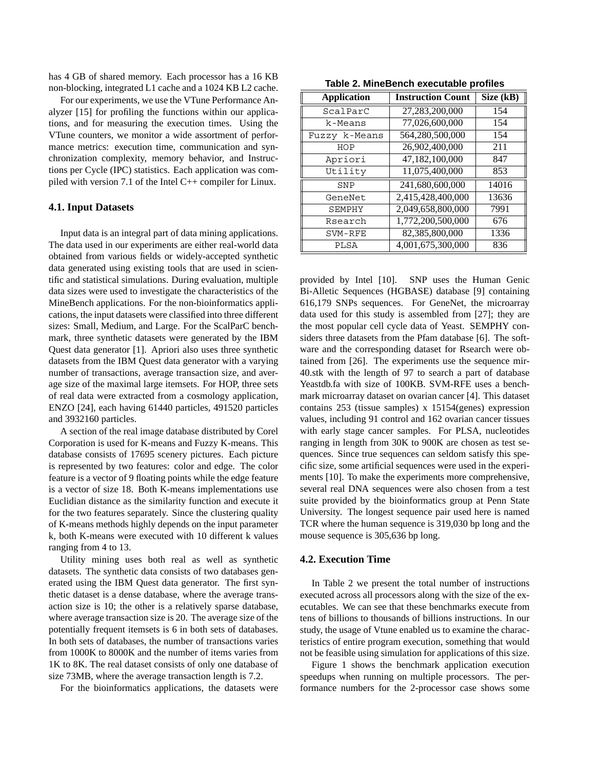has 4 GB of shared memory. Each processor has a 16 KB non-blocking, integrated L1 cache and a 1024 KB L2 cache.

For our experiments, we use the VTune Performance Analyzer [15] for profiling the functions within our applications, and for measuring the execution times. Using the VTune counters, we monitor a wide assortment of performance metrics: execution time, communication and synchronization complexity, memory behavior, and Instructions per Cycle (IPC) statistics. Each application was compiled with version 7.1 of the Intel C++ compiler for Linux.

### 4.1. Input Datasets

Input data is an integral part of data mining applications. The data used in our experiments are either real-world data obtained from various fields or widely-accepted synthetic data generated using existing tools that are used in scientific and statistical simulations. During evaluation, multiple data sizes were used to investigate the characteristics of the MineBench applications. For the non-bioinformatics applications, the input datasets were classified into three different sizes: Small, Medium, and Large. For the ScalParC benchmark, three synthetic datasets were generated by the IBM Quest data generator [1]. Apriori also uses three synthetic datasets from the IBM Quest data generator with a varying number of transactions, average transaction size, and average size of the maximal large itemsets. For HOP, three sets of real data were extracted from a cosmology application, ENZO [24], each having 61440 particles, 491520 particles and 3932160 particles.

A section of the real image database distributed by Corel Corporation is used for K-means and Fuzzy K-means. This database consists of 17695 scenery pictures. Each picture is represented by two features: color and edge. The color feature is a vector of 9 floating points while the edge feature is a vector of size 18. Both K-means implementations use Euclidian distance as the similarity function and execute it for the two features separately. Since the clustering quality of K-means methods highly depends on the input parameter k, both K-means were executed with 10 different k values ranging from 4 to 13.

Utility mining uses both real as well as synthetic datasets. The synthetic data consists of two databases generated using the IBM Quest data generator. The first synthetic dataset is a dense database, where the average transaction size is 10; the other is a relatively sparse database, where average transaction size is 20. The average size of the potentially frequent itemsets is 6 in both sets of databases. In both sets of databases, the number of transactions varies from 1000K to 8000K and the number of items varies from 1K to 8K. The real dataset consists of only one database of size 73MB, where the average transaction length is 7.2.

For the bioinformatics applications, the datasets were provided by Intel [10]. SNP uses the Human Genic Bi-Alletic Sequences (HGBASE) database [9] containing 616,179 SNPs sequences. For GeneNet, the microarray data used for this study is assembled from [27]; they are the most popular cell cycle data of Yeast. SEMPHY considers three datasets from the Pfam database [6]. The software and the corresponding dataset for Rsearch were obtained from [26]. The experiments use the sequence mir-40.stk with the length of 97 to search a part of database Yeastdb.fa with size of 100KB. SVM-RFE uses a benchmark microarray dataset on ovarian cancer [4]. This dataset contains 253 (tissue samples) x 15154(genes) expression values, including 91 control and 162 ovarian cancer tissues with early stage cancer samples. For PLSA, nucleotides ranging in length from 30K to 900K are chosen as test sequences. Since true sequences can seldom satisfy this specific size, some artificial sequences were used in the experiments [10]. To make the experiments more comprehensive, several real DNA sequences were also chosen from a test suite provided by the bioinformatics group at Penn State University. The longest sequence pair used here is named TCR where the human sequence is 319,030 bp long and the mouse sequence is 305,636 bp long.

**Table 2. MineBench executable profiles**

| Application | Instruction Count | Size (kB) |
|---|---|---|
| ScalParC | 27,283,200,000 | 154 |
| k-Means | 77,026,600,000 | 154 |
| Fuzzy k-Means | 564,280,500,000 | 154 |
| HOP | 26,902,400,000 | 211 |
| Apriori | 47,182,100,000 | 847 |
| Utility | 11,075,400,000 | 853 |
| SNP | 241,680,600,000 | 14016 |
| GeneNet | 2,415,428,400,000 | 13636 |
| SEMPHY | 2,049,658,800,000 | 7991 |
| Rsearch | 1,772,200,500,000 | 676 |
| SVM-RFE | 82,385,800,000 | 1336 |
| PLSA | 4,001,675,300,000 | 836 |

### 4.2. Execution Time

In Table 2 we present the total number of instructions executed across all processors along with the size of the executables. We can see that these benchmarks execute from tens of billions to thousands of billions instructions. In our study, the usage of Vtune enabled us to examine the characteristics of entire program execution, something that would not be feasible using simulation for applications of this size.

Figure 1 shows the benchmark application execution speedups when running on multiple processors. The performance numbers for the 2-processor case shows some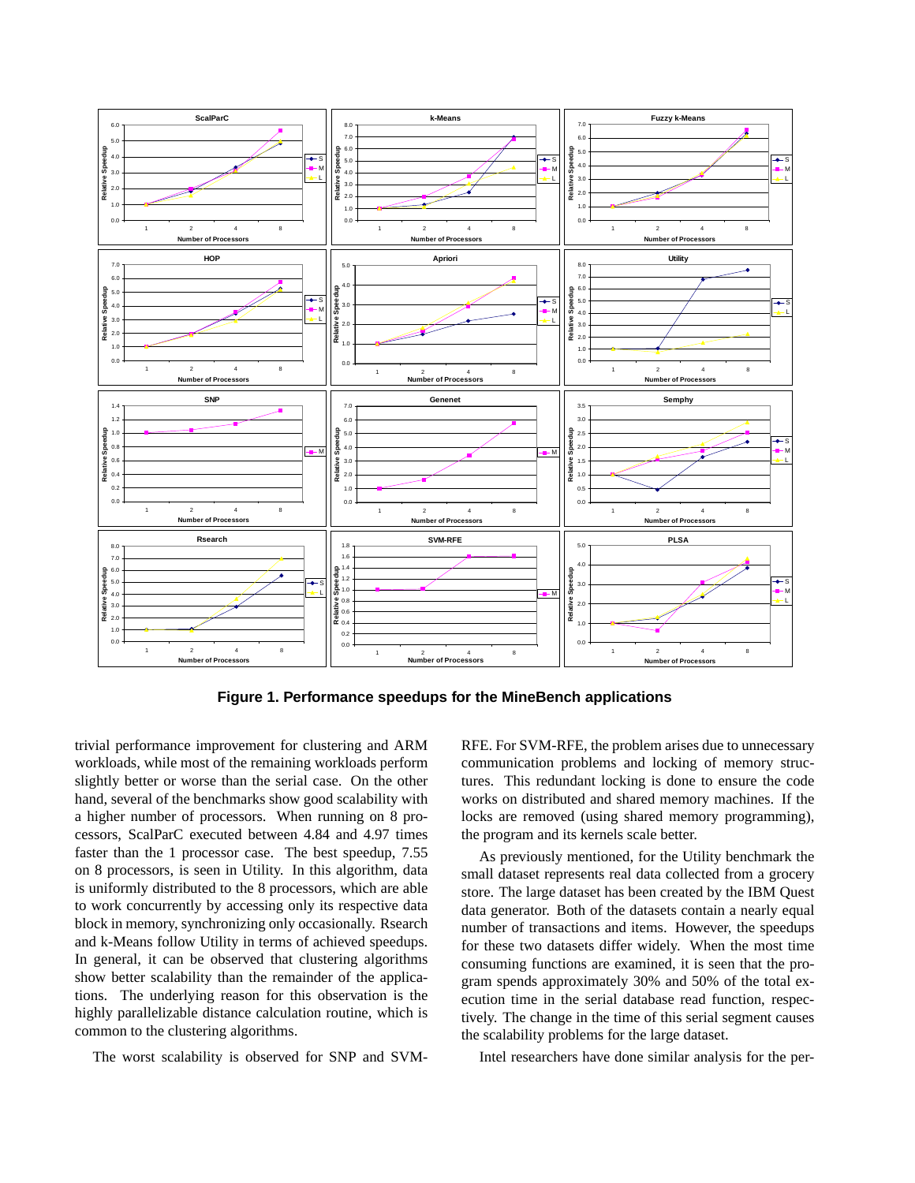**Figure 1. Performance speedups for the MineBench applications**

trivial performance improvement for clustering and ARM workloads, while most of the remaining workloads perform slightly better or worse than the serial case. On the other hand, several of the benchmarks show good scalability with a higher number of processors. When running on 8 processors, ScalParC executed between 4.84 and 4.97 times faster than the 1 processor case. The best speedup, 7.55 on 8 processors, is seen in Utility. In this algorithm, data is uniformly distributed to the 8 processors, which are able to work concurrently by accessing only its respective data block in memory, synchronizing only occasionally. Rsearch and k-Means follow Utility in terms of achieved speedups. In general, it can be observed that clustering algorithms show better scalability than the remainder of the applications. The underlying reason for this observation is the highly parallelizable distance calculation routine, which is common to the clustering algorithms.

The worst scalability is observed for SNP and SVM-RFE. For SVM-RFE, the problem arises due to unnecessary communication problems and locking of memory structures. This redundant locking is done to ensure the code works on distributed and shared memory machines. If the locks are removed (using shared memory programming), the program and its kernels scale better.

As previously mentioned, for the Utility benchmark the small dataset represents real data collected from a grocery store. The large dataset has been created by the IBM Quest data generator. Both of the datasets contain a nearly equal number of transactions and items. However, the speedups for these two datasets differ widely. When the most time consuming functions are examined, it is seen that the program spends approximately 30% and 50% of the total execution time in the serial database read function, respectively. The change in the time of this serial segment causes the scalability problems for the large dataset.

Intel researchers have done similar analysis for the per-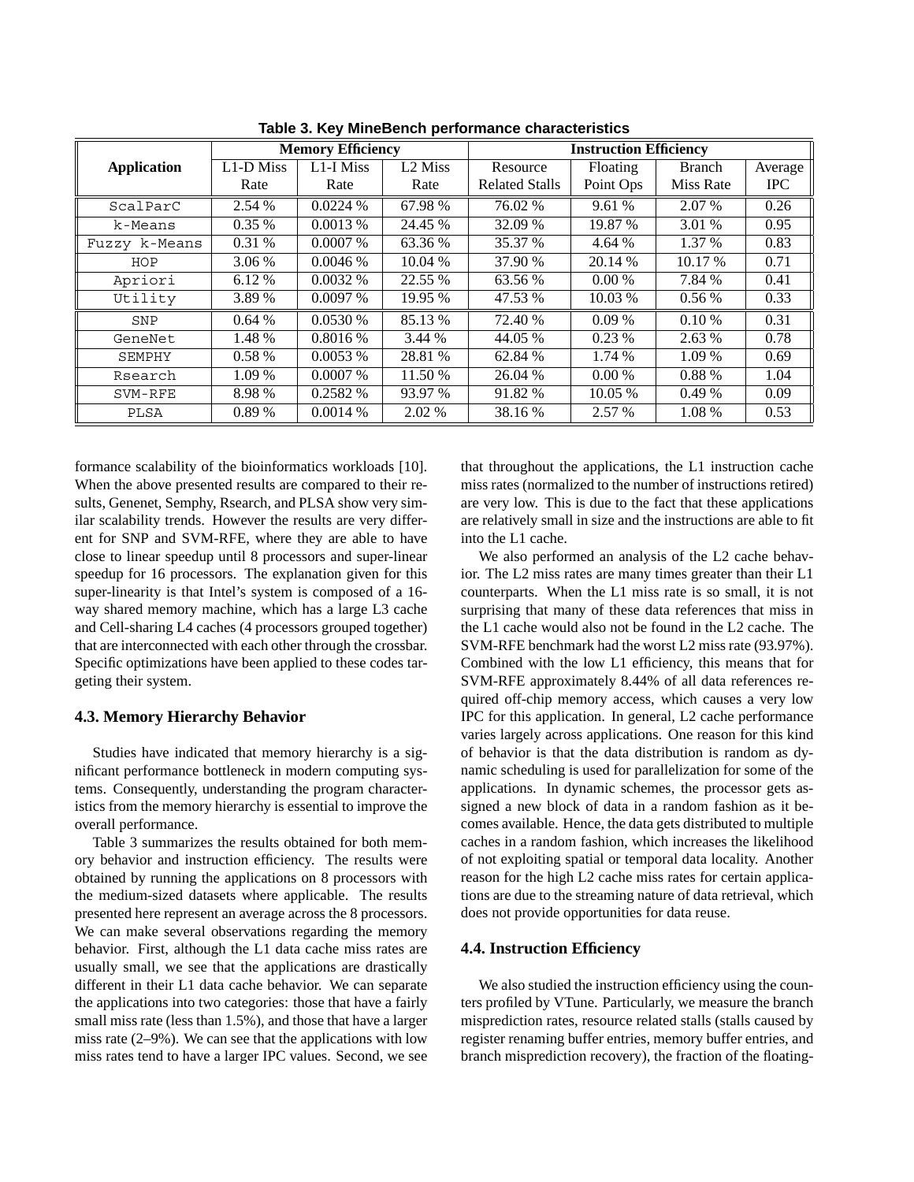**Table 3. Key MineBench performance characteristics**

| Application | Memory Efficiency | | | Instruction Efficiency | | | |
|---|---|---|---|---|---|---|---|
| | L1-D Miss Rate | L1-I Miss Rate | L2 Miss Rate | Resource Related Stalls | Floating Point Ops | Branch Miss Rate | Average IPC |
| ScalParC | 2.54 % | 0.0224 % | 67.98 % | 76.02 % | 9.61 % | 2.07 % | 0.26 |
| k-Means | 0.35 % | 0.0013 % | 24.45 % | 32.09 % | 19.87 % | 3.01 % | 0.95 |
| Fuzzy k-Means | 0.31 % | 0.0007 % | 63.36 % | 35.37 % | 4.64 % | 1.37 % | 0.83 |
| HOP | 3.06 % | 0.0046 % | 10.04 % | 37.90 % | 20.14 % | 10.17 % | 0.71 |
| Apriori | 6.12 % | 0.0032 % | 22.55 % | 63.56 % | 0.00 % | 7.84 % | 0.41 |
| Utility | 3.89 % | 0.0097 % | 19.95 % | 47.53 % | 10.03 % | 0.56 % | 0.33 |
| SNP | 0.64 % | 0.0530 % | 85.13 % | 72.40 % | 0.09 % | 0.10 % | 0.31 |
| GeneNet | 1.48 % | 0.8016 % | 3.44 % | 44.05 % | 0.23 % | 2.63 % | 0.78 |
| SEMPHY | 0.58 % | 0.0053 % | 28.81 % | 62.84 % | 1.74 % | 1.09 % | 0.69 |
| Rsearch | 1.09 % | 0.0007 % | 11.50 % | 26.04 % | 0.00 % | 0.88 % | 1.04 |
| SVM-RFE | 8.98 % | 0.2582 % | 93.97 % | 91.82 % | 10.05 % | 0.49 % | 0.09 |
| PLSA | 0.89 % | 0.0014 % | 2.02 % | 38.16 % | 2.57 % | 1.08 % | 0.53 |

formance scalability of the bioinformatics workloads [10]. When the above presented results are compared to their results, Genenet, Semphy, Rsearch, and PLSA show very similar scalability trends. However the results are very different for SNP and SVM-RFE, where they are able to have close to linear speedup until 8 processors and super-linear speedup for 16 processors. The explanation given for this super-linearity is that Intel's system is composed of a 16-way shared memory machine, which has a large L3 cache and Cell-sharing L4 caches (4 processors grouped together) that are interconnected with each other through the crossbar. Specific optimizations have been applied to these codes targeting their system.

### 4.3. Memory Hierarchy Behavior

Studies have indicated that memory hierarchy is a significant performance bottleneck in modern computing systems. Consequently, understanding the program characteristics from the memory hierarchy is essential to improve the overall performance.

Table 3 summarizes the results obtained for both memory behavior and instruction efficiency. The results were obtained by running the applications on 8 processors with the medium-sized datasets where applicable. The results presented here represent an average across the 8 processors. We can make several observations regarding the memory behavior. First, although the L1 data cache miss rates are usually small, we see that the applications are drastically different in their L1 data cache behavior. We can separate the applications into two categories: those that have a fairly small miss rate (less than 1.5%), and those that have a larger miss rate (2–9%). We can see that the applications with low miss rates tend to have a larger IPC values. Second, we see that throughout the applications, the L1 instruction cache miss rates (normalized to the number of instructions retired) are very low. This is due to the fact that these applications are relatively small in size and the instructions are able to fit into the L1 cache.

We also performed an analysis of the L2 cache behavior. The L2 miss rates are many times greater than their L1 counterparts. When the L1 miss rate is so small, it is not surprising that many of these data references that miss in the L1 cache would also not be found in the L2 cache. The SVM-RFE benchmark had the worst L2 miss rate (93.97%). Combined with the low L1 efficiency, this means that for SVM-RFE approximately 8.44% of all data references required off-chip memory access, which causes a very low IPC for this application. In general, L2 cache performance varies largely across applications. One reason for this kind of behavior is that the data distribution is random as dynamic scheduling is used for parallelization for some of the applications. In dynamic schemes, the processor gets assigned a new block of data in a random fashion as it becomes available. Hence, the data gets distributed to multiple caches in a random fashion, which increases the likelihood of not exploiting spatial or temporal data locality. Another reason for the high L2 cache miss rates for certain applications are due to the streaming nature of data retrieval, which does not provide opportunities for data reuse.

### 4.4. Instruction Efficiency

We also studied the instruction efficiency using the counters profiled by VTune. Particularly, we measure the branch misprediction rates, resource related stalls (stalls caused by register renaming buffer entries, memory buffer entries, and branch misprediction recovery), the fraction of the floating-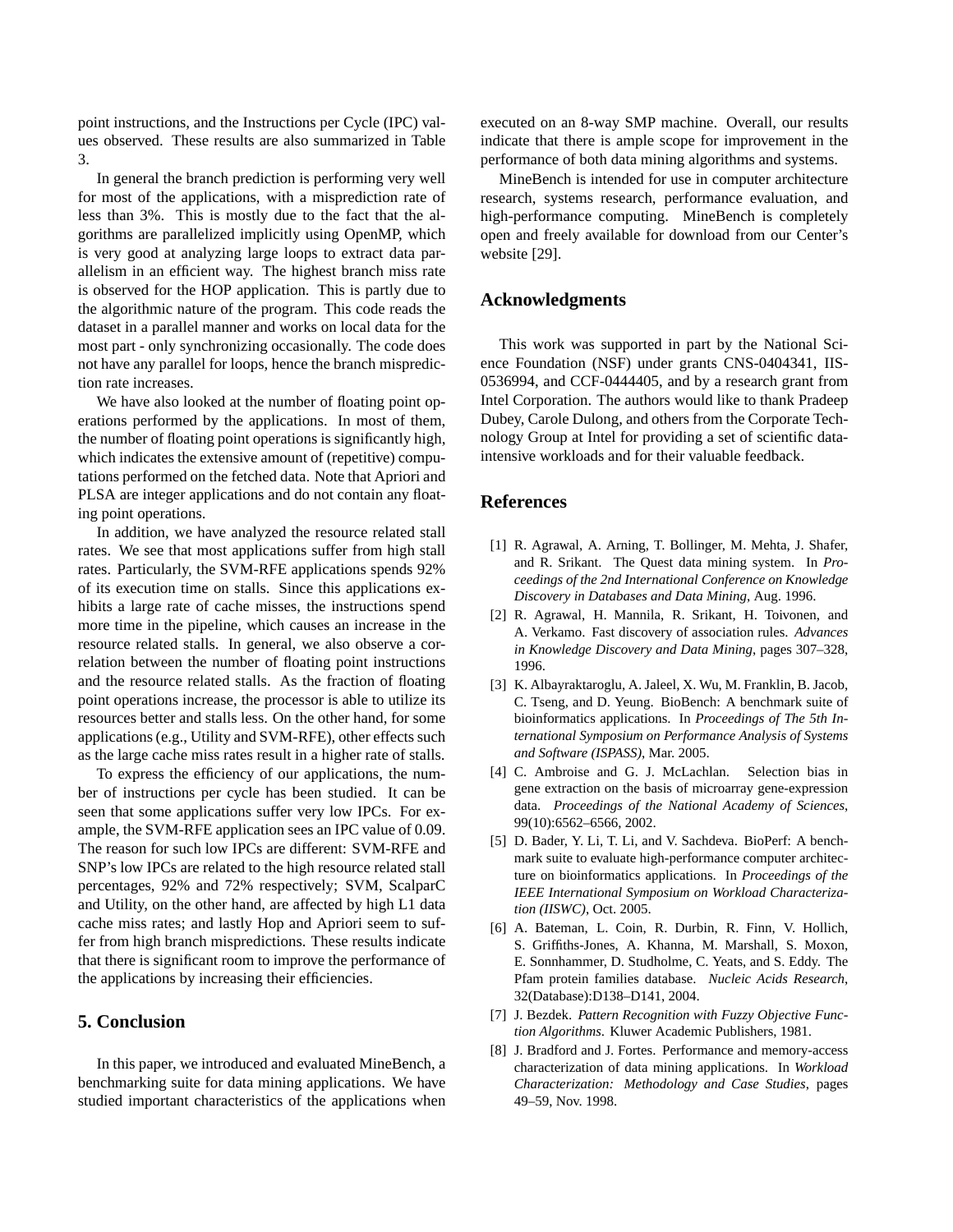point instructions, and the Instructions per Cycle (IPC) values observed. These results are also summarized in Table 3.

In general the branch prediction is performing very well for most of the applications, with a misprediction rate of less than 3%. This is mostly due to the fact that the algorithms are parallelized implicitly using OpenMP, which is very good at analyzing large loops to extract data parallelism in an efficient way. The highest branch miss rate is observed for the HOP application. This is partly due to the algorithmic nature of the program. This code reads the dataset in a parallel manner and works on local data for the most part - only synchronizing occasionally. The code does not have any parallel for loops, hence the branch misprediction rate increases.

We have also looked at the number of floating point operations performed by the applications. In most of them, the number of floating point operations is significantly high, which indicates the extensive amount of (repetitive) computations performed on the fetched data. Note that Apriori and PLSA are integer applications and do not contain any floating point operations.

In addition, we have analyzed the resource related stall rates. We see that most applications suffer from high stall rates. Particularly, the SVM-RFE applications spends 92% of its execution time on stalls. Since this applications exhibits a large rate of cache misses, the instructions spend more time in the pipeline, which causes an increase in the resource related stalls. In general, we also observe a correlation between the number of floating point instructions and the resource related stalls. As the fraction of floating point operations increase, the processor is able to utilize its resources better and stalls less. On the other hand, for some applications (e.g., Utility and SVM-RFE), other effects such as the large cache miss rates result in a higher rate of stalls.

To express the efficiency of our applications, the number of instructions per cycle has been studied. It can be seen that some applications suffer very low IPCs. For example, the SVM-RFE application sees an IPC value of 0.09. The reason for such low IPCs are different: SVM-RFE and SNP's low IPCs are related to the high resource related stall percentages, 92% and 72% respectively; SVM, ScalparC and Utility, on the other hand, are affected by high L1 data cache miss rates; and lastly Hop and Apriori seem to suffer from high branch mispredictions. These results indicate that there is significant room to improve the performance of the applications by increasing their efficiencies.

## 5. Conclusion

In this paper, we introduced and evaluated MineBench, a benchmarking suite for data mining applications. We have studied important characteristics of the applications when executed on an 8-way SMP machine. Overall, our results indicate that there is ample scope for improvement in the performance of both data mining algorithms and systems.

MineBench is intended for use in computer architecture research, systems research, performance evaluation, and high-performance computing. MineBench is completely open and freely available for download from our Center's website [29].

## Acknowledgments

This work was supported in part by the National Science Foundation (NSF) under grants CNS-0404341, IIS-0536994, and CCF-0444405, and by a research grant from Intel Corporation. The authors would like to thank Pradeep Dubey, Carole Dulong, and others from the Corporate Technology Group at Intel for providing a set of scientific data-intensive workloads and for their valuable feedback.

## References

[1] R. Agrawal, A. Arning, T. Bollinger, M. Mehta, J. Shafer, and R. Srikant. The Quest data mining system. In *Proceedings of the 2nd International Conference on Knowledge Discovery in Databases and Data Mining*, Aug. 1996.

[2] R. Agrawal, H. Mannila, R. Srikant, H. Toivonen, and A. Verkamo. Fast discovery of association rules. *Advances in Knowledge Discovery and Data Mining*, pages 307–328, 1996.

[3] K. Albayraktaroglu, A. Jaleel, X. Wu, M. Franklin, B. Jacob, C. Tseng, and D. Yeung. BioBench: A benchmark suite of bioinformatics applications. In *Proceedings of The 5th International Symposium on Performance Analysis of Systems and Software (ISPASS)*, Mar. 2005.

[4] C. Ambroise and G. J. McLachlan. Selection bias in gene extraction on the basis of microarray gene-expression data. *Proceedings of the National Academy of Sciences*, 99(10):6562–6566, 2002.

[5] D. Bader, Y. Li, T. Li, and V. Sachdeva. BioPerf: A benchmark suite to evaluate high-performance computer architecture on bioinformatics applications. In *Proceedings of the IEEE International Symposium on Workload Characterization (IISWC)*, Oct. 2005.

[6] A. Bateman, L. Coin, R. Durbin, R. Finn, V. Hollich, S. Griffiths-Jones, A. Khanna, M. Marshall, S. Moxon, E. Sonnhammer, D. Studholme, C. Yeats, and S. Eddy. The Pfam protein families database. *Nucleic Acids Research*, 32(Database):D138–D141, 2004.

[7] J. Bezdek. *Pattern Recognition with Fuzzy Objective Function Algorithms*. Kluwer Academic Publishers, 1981.

[8] J. Bradford and J. Fortes. Performance and memory-access characterization of data mining applications. In *Workload Characterization: Methodology and Case Studies*, pages 49–59, Nov. 1998.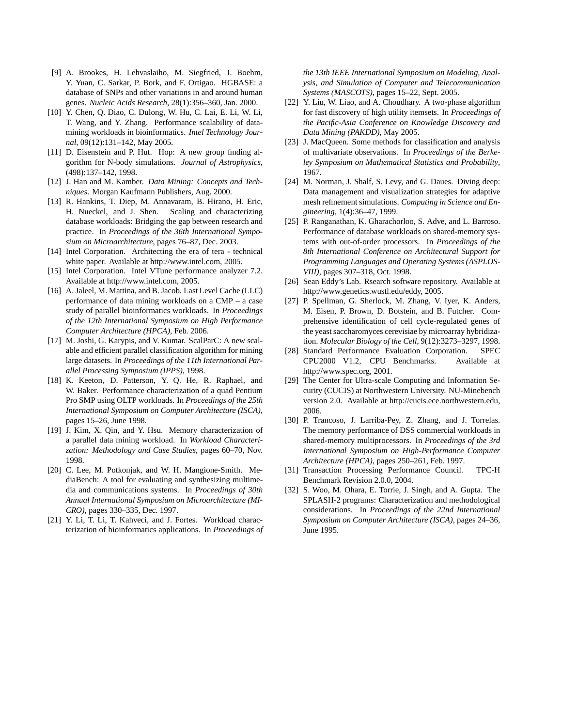[9] A. Brookes, H. Lehvaslaiho, M. Siegfried, J. Boehm, Y. Yuan, C. Sarkar, P. Bork, and F. Ortigao. HGBASE: a database of SNPs and other variations in and around human genes. *Nucleic Acids Research*, 28(1):356–360, Jan. 2000.

[10] Y. Chen, Q. Diao, C. Dulong, W. Hu, C. Lai, E. Li, W. Li, T. Wang, and Y. Zhang. Performance scalability of data-mining workloads in bioinformatics. *Intel Technology Journal*, 09(12):131–142, May 2005.

[11] D. Eisenstein and P. Hut. Hop: A new group finding algorithm for N-body simulations. *Journal of Astrophysics*, (498):137–142, 1998.

[12] J. Han and M. Kamber. *Data Mining: Concepts and Techniques*. Morgan Kaufmann Publishers, Aug. 2000.

[13] R. Hankins, T. Diep, M. Annavaram, B. Hirano, H. Eric, H. Nueckel, and J. Shen. Scaling and characterizing database workloads: Bridging the gap between research and practice. In *Proceedings of the 36th International Symposium on Microarchitecture*, pages 76–87, Dec. 2003.

[14] Intel Corporation. Architecting the era of tera - technical white paper. Available at http://www.intel.com, 2005.

[15] Intel Corporation. Intel VTune performance analyzer 7.2. Available at http://www.intel.com, 2005.

[16] A. Jaleel, M. Mattina, and B. Jacob. Last Level Cache (LLC) performance of data mining workloads on a CMP – a case study of parallel bioinformatics workloads. In *Proceedings of the 12th International Symposium on High Performance Computer Architecture (HPCA)*, Feb. 2006.

[17] M. Joshi, G. Karypis, and V. Kumar. ScalParC: A new scalable and efficient parallel classification algorithm for mining large datasets. In *Proceedings of the 11th International Parallel Processing Symposium (IPPS)*, 1998.

[18] K. Keeton, D. Patterson, Y. Q. He, R. Raphael, and W. Baker. Performance characterization of a quad Pentium Pro SMP using OLTP workloads. In *Proceedings of the 25th International Symposium on Computer Architecture (ISCA)*, pages 15–26, June 1998.

[19] J. Kim, X. Qin, and Y. Hsu. Memory characterization of a parallel data mining workload. In *Workload Characterization: Methodology and Case Studies*, pages 60–70, Nov. 1998.

[20] C. Lee, M. Potkonjak, and W. H. Mangione-Smith. MediaBench: A tool for evaluating and synthesizing multimedia and communications systems. In *Proceedings of 30th Annual International Symposium on Microarchitecture (MICRO)*, pages 330–335, Dec. 1997.

[21] Y. Li, T. Li, T. Kahveci, and J. Fortes. Workload characterization of bioinformatics applications. In *Proceedings of the 13th IEEE International Symposium on Modeling, Analysis, and Simulation of Computer and Telecommunication Systems (MASCOTS)*, pages 15–22, Sept. 2005.

[22] Y. Liu, W. Liao, and A. Choudhary. A two-phase algorithm for fast discovery of high utility itemsets. In *Proceedings of the Pacific-Asia Conference on Knowledge Discovery and Data Mining (PAKDD)*, May 2005.

[23] J. MacQueen. Some methods for classification and analysis of multivariate observations. In *Proceedings of the Berkeley Symposium on Mathematical Statistics and Probability*, 1967.

[24] M. Norman, J. Shalf, S. Levy, and G. Daues. Diving deep: Data management and visualization strategies for adaptive mesh refinement simulations. *Computing in Science and Engineering*, 1(4):36–47, 1999.

[25] P. Ranganathan, K. Gharachorloo, S. Adve, and L. Barroso. Performance of database workloads on shared-memory systems with out-of-order processors. In *Proceedings of the 8th International Conference on Architectural Support for Programming Languages and Operating Systems (ASPLOS-VIII)*, pages 307–318, Oct. 1998.

[26] Sean Eddy's Lab. Rsearch software repository. Available at http://www.genetics.wustl.edu/eddy, 2005.

[27] P. Spellman, G. Sherlock, M. Zhang, V. Iyer, K. Anders, M. Eisen, P. Brown, D. Botstein, and B. Futcher. Comprehensive identification of cell cycle-regulated genes of the yeast saccharomyces cerevisiae by microarray hybridization. *Molecular Biology of the Cell*, 9(12):3273–3297, 1998.

[28] Standard Performance Evaluation Corporation. SPEC CPU2000 V1.2, CPU Benchmarks. Available at http://www.spec.org, 2001.

[29] The Center for Ultra-scale Computing and Information Security (CUCIS) at Northwestern University. NU-Minebench version 2.0. Available at http://cucis.ece.northwestern.edu, 2006.

[30] P. Trancoso, J. Larriba-Pey, Z. Zhang, and J. Torrelas. The memory performance of DSS commercial workloads in shared-memory multiprocessors. In *Proceedings of the 3rd International Symposium on High-Performance Computer Architecture (HPCA)*, pages 250–261, Feb. 1997.

[31] Transaction Processing Performance Council. TPC-H Benchmark Revision 2.0.0, 2004.

[32] S. Woo, M. Ohara, E. Torrie, J. Singh, and A. Gupta. The SPLASH-2 programs: Characterization and methodological considerations. In *Proceedings of the 22nd International Symposium on Computer Architecture (ISCA)*, pages 24–36, June 1995.